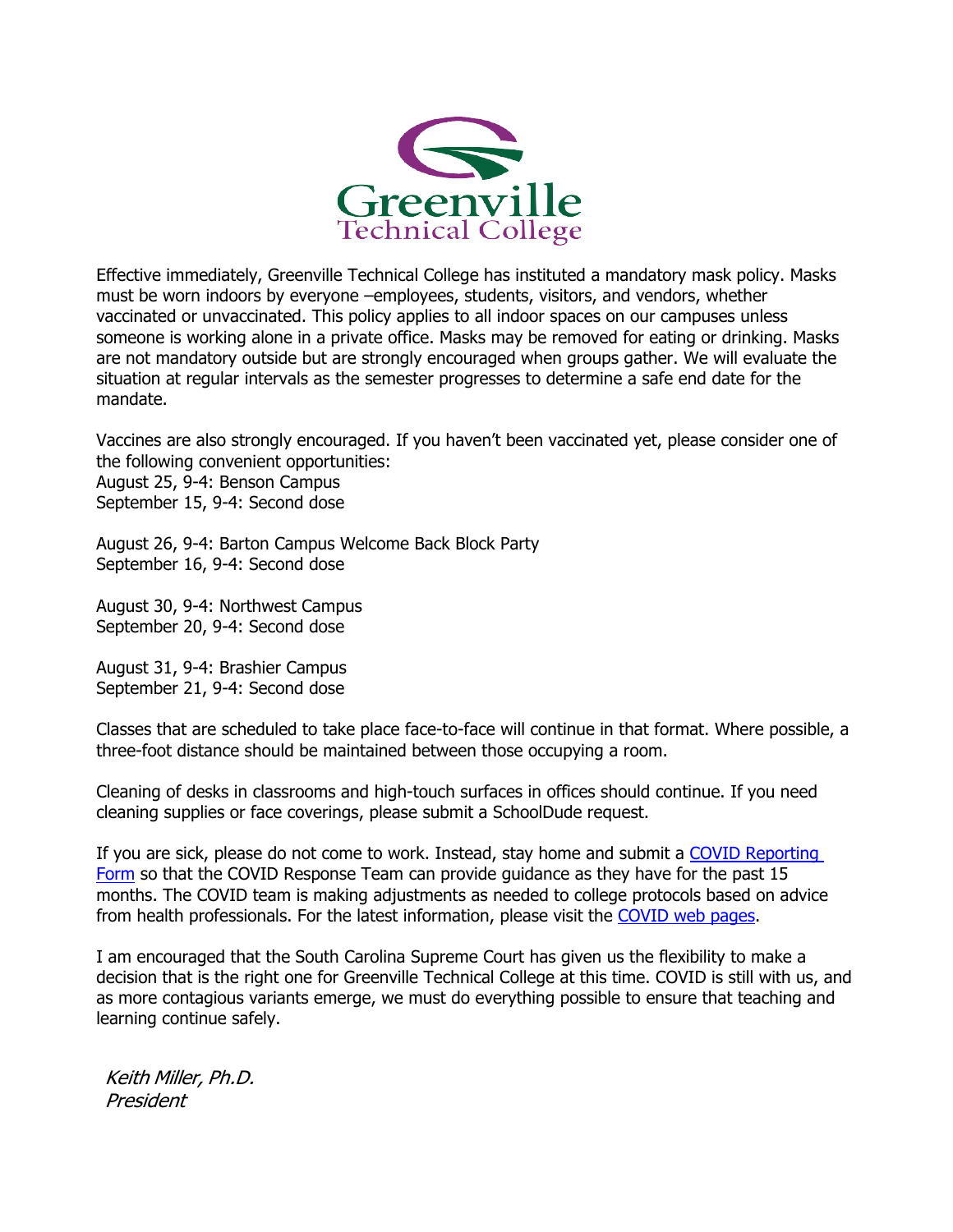Greenville Technical College

Effective immediately, Greenville Technical College has instituted a mandatory mask policy. Masks must be worn indoors by everyone –employees, students, visitors, and vendors, whether vaccinated or unvaccinated. This policy applies to all indoor spaces on our campuses unless someone is working alone in a private office. Masks may be removed for eating or drinking. Masks are not mandatory outside but are strongly encouraged when groups gather. We will evaluate the situation at regular intervals as the semester progresses to determine a safe end date for the mandate.

Vaccines are also strongly encouraged. If you haven't been vaccinated yet, please consider one of the following convenient opportunities:
August 25, 9-4: Benson Campus
September 15, 9-4: Second dose

August 26, 9-4: Barton Campus Welcome Back Block Party
September 16, 9-4: Second dose

August 30, 9-4: Northwest Campus
September 20, 9-4: Second dose

August 31, 9-4: Brashier Campus
September 21, 9-4: Second dose

Classes that are scheduled to take place face-to-face will continue in that format. Where possible, a three-foot distance should be maintained between those occupying a room.

Cleaning of desks in classrooms and high-touch surfaces in offices should continue. If you need cleaning supplies or face coverings, please submit a SchoolDude request.

If you are sick, please do not come to work. Instead, stay home and submit a COVID Reporting Form so that the COVID Response Team can provide guidance as they have for the past 15 months. The COVID team is making adjustments as needed to college protocols based on advice from health professionals. For the latest information, please visit the COVID web pages.

I am encouraged that the South Carolina Supreme Court has given us the flexibility to make a decision that is the right one for Greenville Technical College at this time. COVID is still with us, and as more contagious variants emerge, we must do everything possible to ensure that teaching and learning continue safely.

*Keith Miller, Ph.D.*
*President*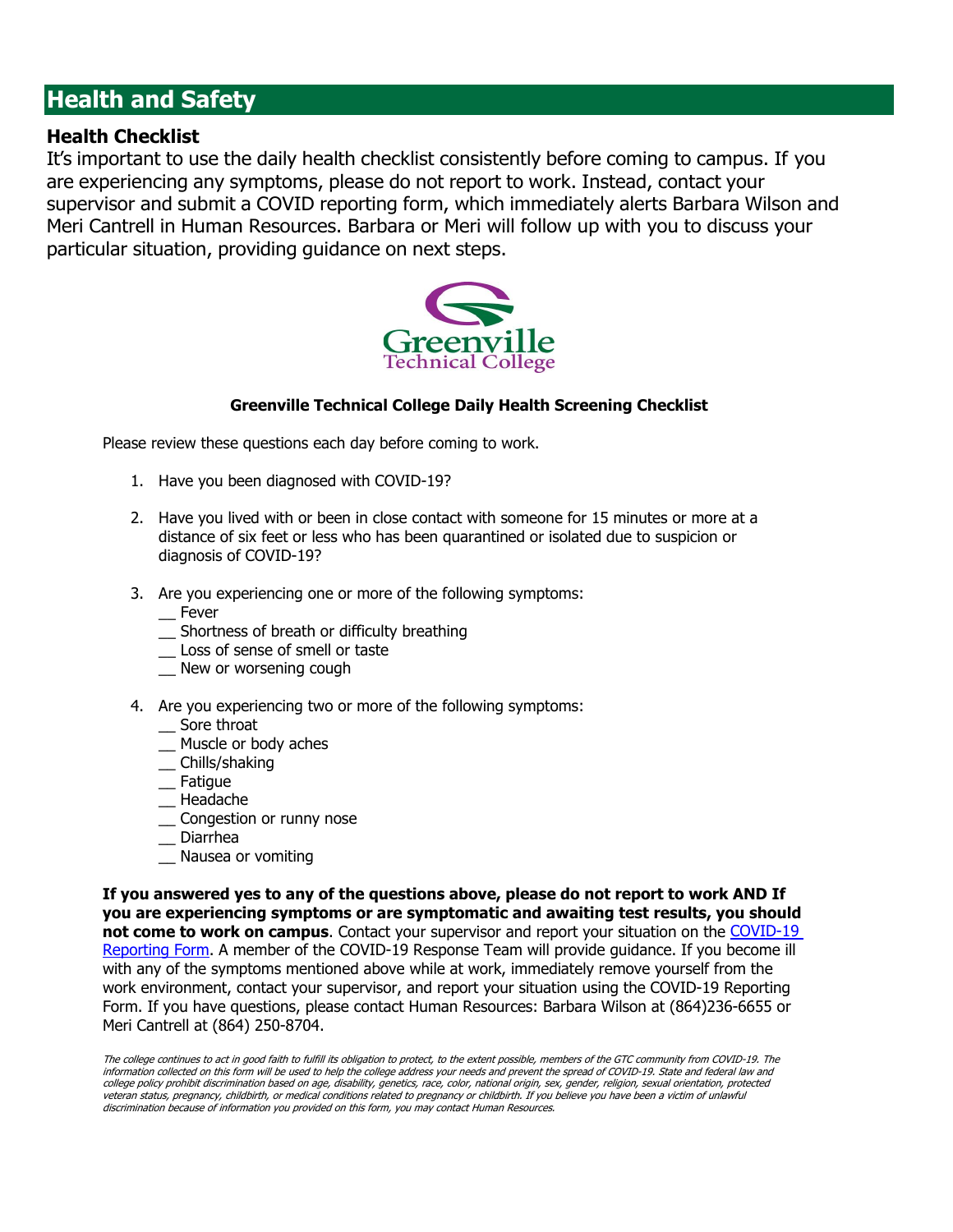# Health and Safety

## Health Checklist

It's important to use the daily health checklist consistently before coming to campus. If you are experiencing any symptoms, please do not report to work. Instead, contact your supervisor and submit a COVID reporting form, which immediately alerts Barbara Wilson and Meri Cantrell in Human Resources. Barbara or Meri will follow up with you to discuss your particular situation, providing guidance on next steps.

Greenville Technical College

**Greenville Technical College Daily Health Screening Checklist**

Please review these questions each day before coming to work.

1. Have you been diagnosed with COVID-19?

2. Have you lived with or been in close contact with someone for 15 minutes or more at a distance of six feet or less who has been quarantined or isolated due to suspicion or diagnosis of COVID-19?

3. Are you experiencing one or more of the following symptoms:
   __ Fever
   __ Shortness of breath or difficulty breathing
   __ Loss of sense of smell or taste
   __ New or worsening cough

4. Are you experiencing two or more of the following symptoms:
   __ Sore throat
   __ Muscle or body aches
   __ Chills/shaking
   __ Fatigue
   __ Headache
   __ Congestion or runny nose
   __ Diarrhea
   __ Nausea or vomiting

**If you answered yes to any of the questions above, please do not report to work AND If you are experiencing symptoms or are symptomatic and awaiting test results, you should not come to work on campus**. Contact your supervisor and report your situation on the COVID-19 Reporting Form. A member of the COVID-19 Response Team will provide guidance. If you become ill with any of the symptoms mentioned above while at work, immediately remove yourself from the work environment, contact your supervisor, and report your situation using the COVID-19 Reporting Form. If you have questions, please contact Human Resources: Barbara Wilson at (864)236-6655 or Meri Cantrell at (864) 250-8704.

*The college continues to act in good faith to fulfill its obligation to protect, to the extent possible, members of the GTC community from COVID-19. The information collected on this form will be used to help the college address your needs and prevent the spread of COVID-19. State and federal law and college policy prohibit discrimination based on age, disability, genetics, race, color, national origin, sex, gender, religion, sexual orientation, protected veteran status, pregnancy, childbirth, or medical conditions related to pregnancy or childbirth. If you believe you have been a victim of unlawful discrimination because of information you provided on this form, you may contact Human Resources.*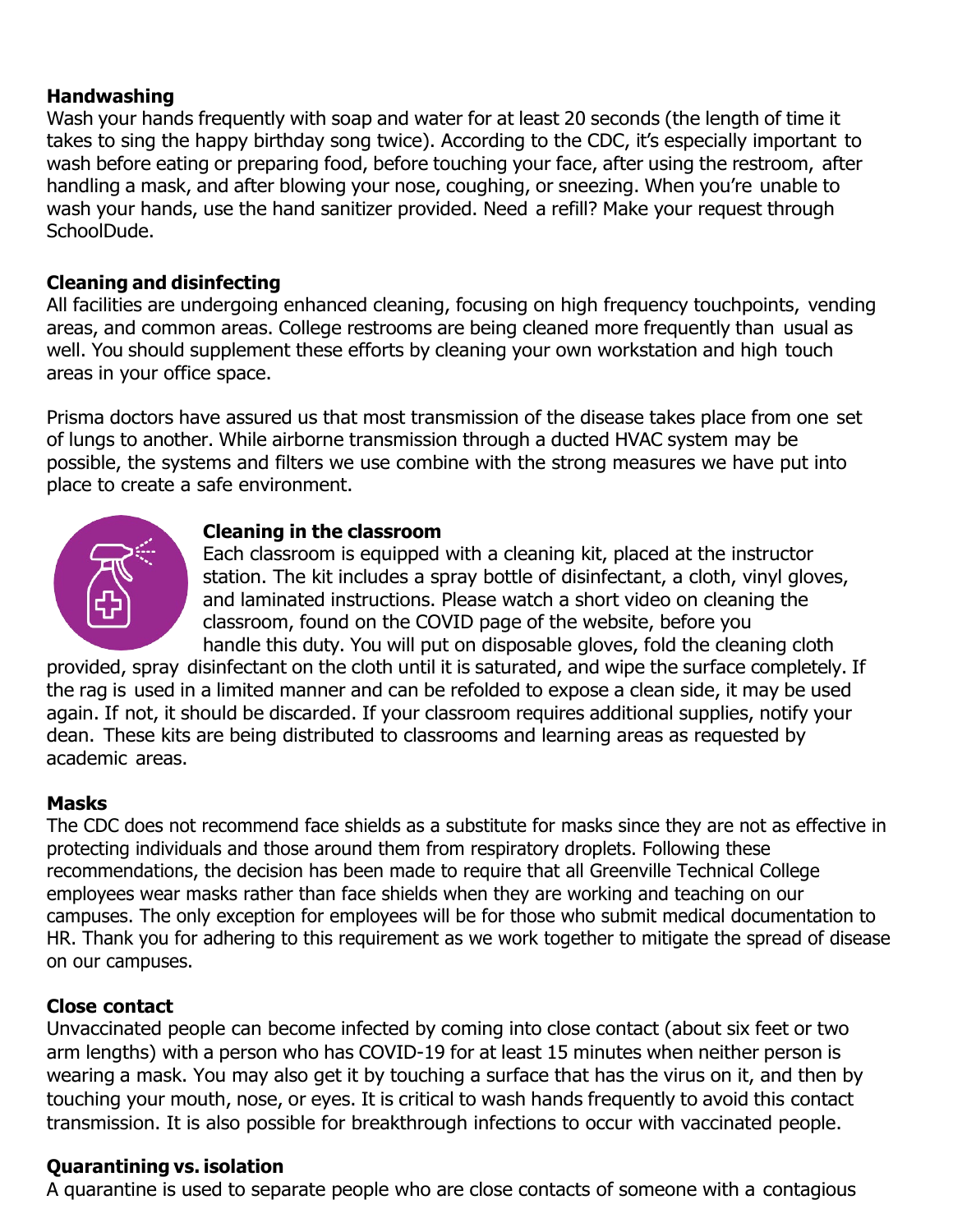**Handwashing**

Wash your hands frequently with soap and water for at least 20 seconds (the length of time it takes to sing the happy birthday song twice). According to the CDC, it's especially important to wash before eating or preparing food, before touching your face, after using the restroom, after handling a mask, and after blowing your nose, coughing, or sneezing. When you're unable to wash your hands, use the hand sanitizer provided. Need a refill? Make your request through SchoolDude.

**Cleaning and disinfecting**

All facilities are undergoing enhanced cleaning, focusing on high frequency touchpoints, vending areas, and common areas. College restrooms are being cleaned more frequently than usual as well. You should supplement these efforts by cleaning your own workstation and high touch areas in your office space.

Prisma doctors have assured us that most transmission of the disease takes place from one set of lungs to another. While airborne transmission through a ducted HVAC system may be possible, the systems and filters we use combine with the strong measures we have put into place to create a safe environment.

**Cleaning in the classroom**

Each classroom is equipped with a cleaning kit, placed at the instructor station. The kit includes a spray bottle of disinfectant, a cloth, vinyl gloves, and laminated instructions. Please watch a short video on cleaning the classroom, found on the COVID page of the website, before you handle this duty. You will put on disposable gloves, fold the cleaning cloth provided, spray disinfectant on the cloth until it is saturated, and wipe the surface completely. If the rag is used in a limited manner and can be refolded to expose a clean side, it may be used again. If not, it should be discarded. If your classroom requires additional supplies, notify your dean. These kits are being distributed to classrooms and learning areas as requested by academic areas.

**Masks**

The CDC does not recommend face shields as a substitute for masks since they are not as effective in protecting individuals and those around them from respiratory droplets. Following these recommendations, the decision has been made to require that all Greenville Technical College employees wear masks rather than face shields when they are working and teaching on our campuses. The only exception for employees will be for those who submit medical documentation to HR. Thank you for adhering to this requirement as we work together to mitigate the spread of disease on our campuses.

**Close contact**

Unvaccinated people can become infected by coming into close contact (about six feet or two arm lengths) with a person who has COVID-19 for at least 15 minutes when neither person is wearing a mask. You may also get it by touching a surface that has the virus on it, and then by touching your mouth, nose, or eyes. It is critical to wash hands frequently to avoid this contact transmission. It is also possible for breakthrough infections to occur with vaccinated people.

**Quarantining vs. isolation**

A quarantine is used to separate people who are close contacts of someone with a contagious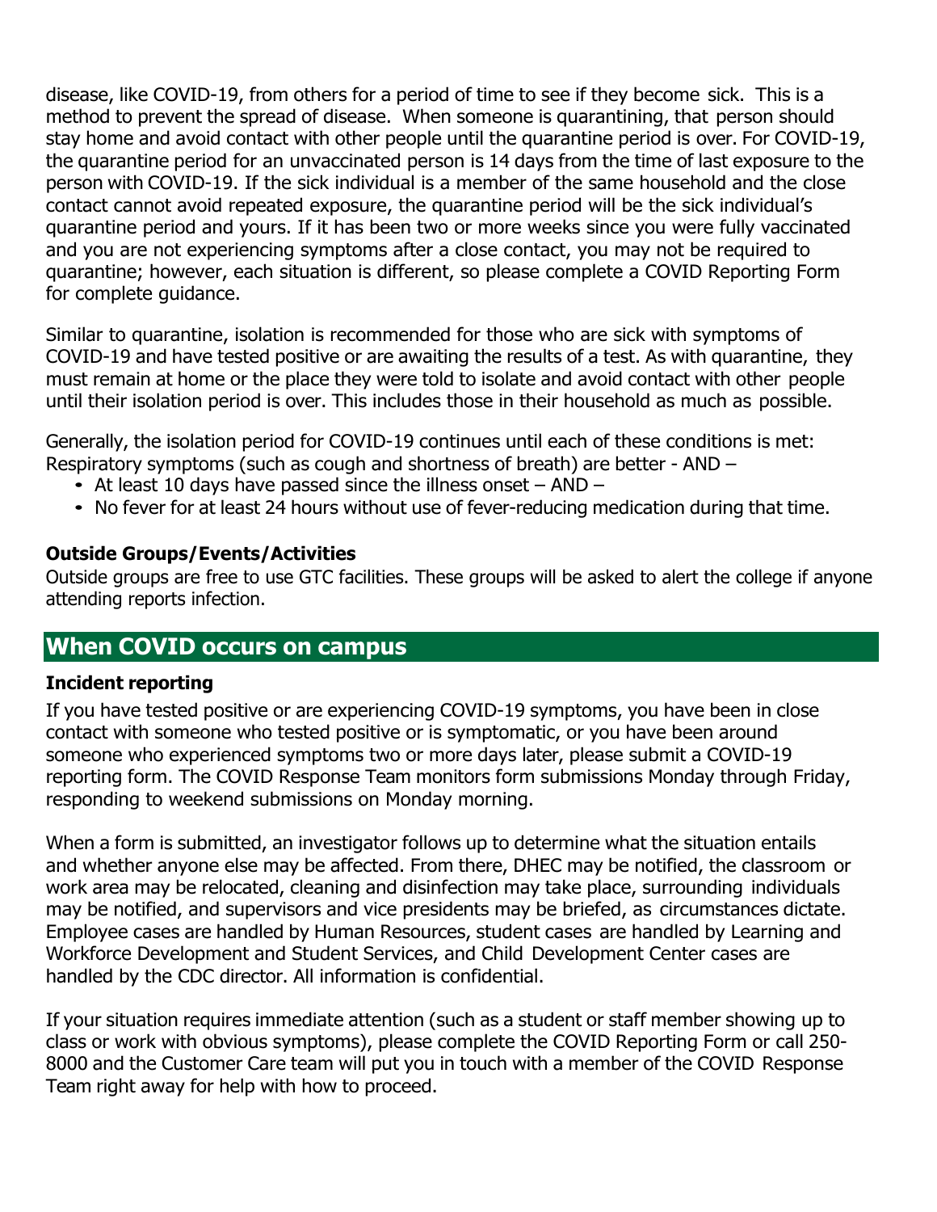disease, like COVID-19, from others for a period of time to see if they become sick. This is a method to prevent the spread of disease. When someone is quarantining, that person should stay home and avoid contact with other people until the quarantine period is over. For COVID-19, the quarantine period for an unvaccinated person is 14 days from the time of last exposure to the person with COVID-19. If the sick individual is a member of the same household and the close contact cannot avoid repeated exposure, the quarantine period will be the sick individual's quarantine period and yours. If it has been two or more weeks since you were fully vaccinated and you are not experiencing symptoms after a close contact, you may not be required to quarantine; however, each situation is different, so please complete a COVID Reporting Form for complete guidance.

Similar to quarantine, isolation is recommended for those who are sick with symptoms of COVID-19 and have tested positive or are awaiting the results of a test. As with quarantine, they must remain at home or the place they were told to isolate and avoid contact with other people until their isolation period is over. This includes those in their household as much as possible.

Generally, the isolation period for COVID-19 continues until each of these conditions is met: Respiratory symptoms (such as cough and shortness of breath) are better - AND –

- At least 10 days have passed since the illness onset – AND –
- No fever for at least 24 hours without use of fever-reducing medication during that time.

**Outside Groups/Events/Activities**

Outside groups are free to use GTC facilities. These groups will be asked to alert the college if anyone attending reports infection.

## When COVID occurs on campus

**Incident reporting**

If you have tested positive or are experiencing COVID-19 symptoms, you have been in close contact with someone who tested positive or is symptomatic, or you have been around someone who experienced symptoms two or more days later, please submit a COVID-19 reporting form. The COVID Response Team monitors form submissions Monday through Friday, responding to weekend submissions on Monday morning.

When a form is submitted, an investigator follows up to determine what the situation entails and whether anyone else may be affected. From there, DHEC may be notified, the classroom or work area may be relocated, cleaning and disinfection may take place, surrounding individuals may be notified, and supervisors and vice presidents may be briefed, as circumstances dictate. Employee cases are handled by Human Resources, student cases are handled by Learning and Workforce Development and Student Services, and Child Development Center cases are handled by the CDC director. All information is confidential.

If your situation requires immediate attention (such as a student or staff member showing up to class or work with obvious symptoms), please complete the COVID Reporting Form or call 250-8000 and the Customer Care team will put you in touch with a member of the COVID Response Team right away for help with how to proceed.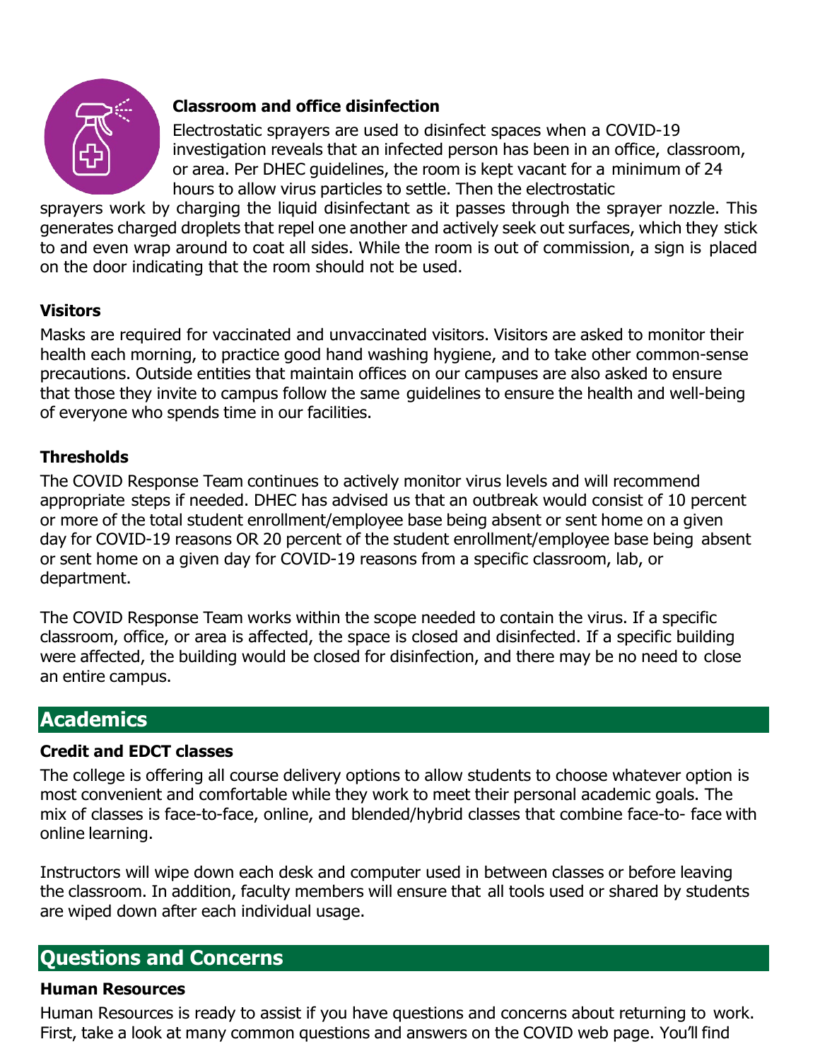### Classroom and office disinfection

Electrostatic sprayers are used to disinfect spaces when a COVID-19 investigation reveals that an infected person has been in an office, classroom, or area. Per DHEC guidelines, the room is kept vacant for a minimum of 24 hours to allow virus particles to settle. Then the electrostatic sprayers work by charging the liquid disinfectant as it passes through the sprayer nozzle. This generates charged droplets that repel one another and actively seek out surfaces, which they stick to and even wrap around to coat all sides. While the room is out of commission, a sign is placed on the door indicating that the room should not be used.

### Visitors

Masks are required for vaccinated and unvaccinated visitors. Visitors are asked to monitor their health each morning, to practice good hand washing hygiene, and to take other common-sense precautions. Outside entities that maintain offices on our campuses are also asked to ensure that those they invite to campus follow the same guidelines to ensure the health and well-being of everyone who spends time in our facilities.

### Thresholds

The COVID Response Team continues to actively monitor virus levels and will recommend appropriate steps if needed. DHEC has advised us that an outbreak would consist of 10 percent or more of the total student enrollment/employee base being absent or sent home on a given day for COVID-19 reasons OR 20 percent of the student enrollment/employee base being absent or sent home on a given day for COVID-19 reasons from a specific classroom, lab, or department.

The COVID Response Team works within the scope needed to contain the virus. If a specific classroom, office, or area is affected, the space is closed and disinfected. If a specific building were affected, the building would be closed for disinfection, and there may be no need to close an entire campus.

## Academics

### Credit and EDCT classes

The college is offering all course delivery options to allow students to choose whatever option is most convenient and comfortable while they work to meet their personal academic goals. The mix of classes is face-to-face, online, and blended/hybrid classes that combine face-to- face with online learning.

Instructors will wipe down each desk and computer used in between classes or before leaving the classroom. In addition, faculty members will ensure that all tools used or shared by students are wiped down after each individual usage.

## Questions and Concerns

### Human Resources

Human Resources is ready to assist if you have questions and concerns about returning to work. First, take a look at many common questions and answers on the COVID web page. You'll find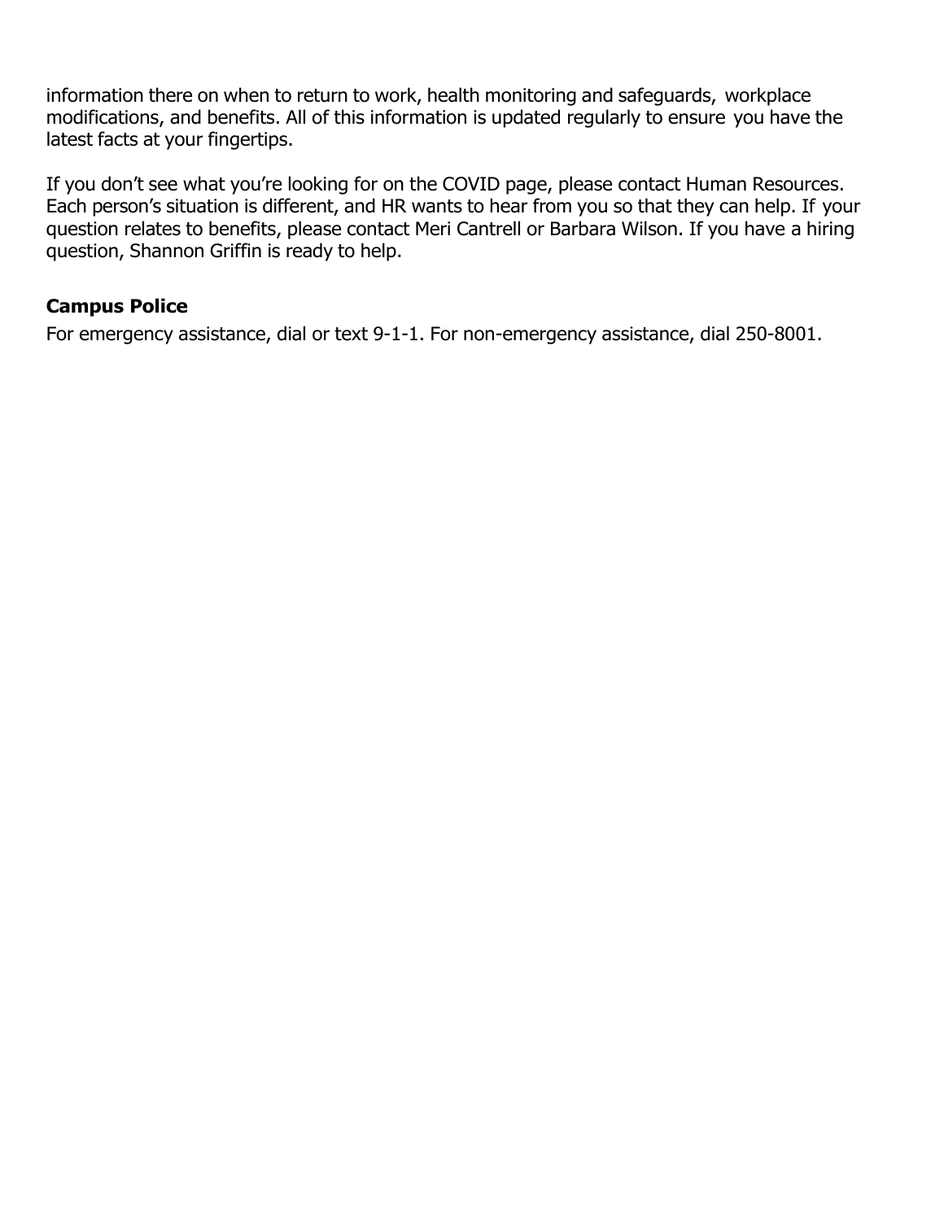information there on when to return to work, health monitoring and safeguards, workplace modifications, and benefits. All of this information is updated regularly to ensure you have the latest facts at your fingertips.

If you don't see what you're looking for on the COVID page, please contact Human Resources. Each person's situation is different, and HR wants to hear from you so that they can help. If your question relates to benefits, please contact Meri Cantrell or Barbara Wilson. If you have a hiring question, Shannon Griffin is ready to help.

**Campus Police**

For emergency assistance, dial or text 9-1-1. For non-emergency assistance, dial 250-8001.